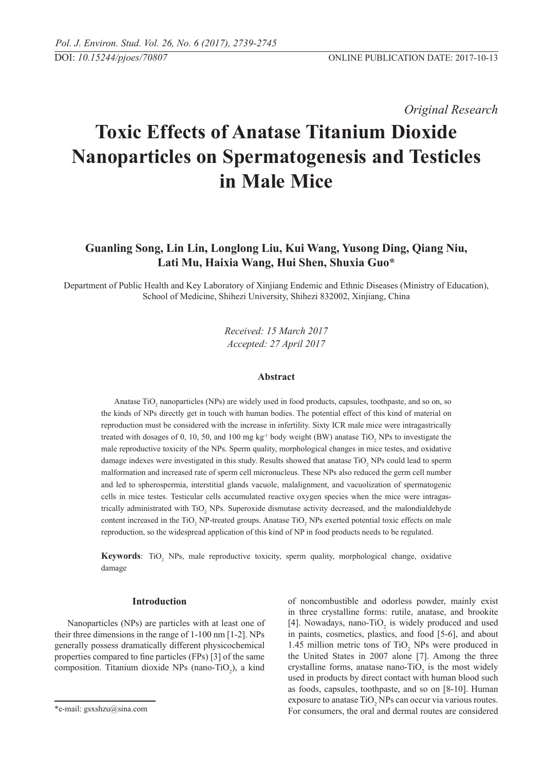*Original Research*

# Toxic Effects of Anatase Titanium Dioxide Nanoparticles on Spermatogenesis and Testicles in Male Mice

**Guanling Song, Lin Lin, Longlong Liu, Kui Wang, Yusong Ding, Qiang Niu, Lati Mu, Haixia Wang, Hui Shen, Shuxia Guo***

Department of Public Health and Key Laboratory of Xinjiang Endemic and Ethnic Diseases (Ministry of Education), School of Medicine, Shihezi University, Shihezi 832002, Xinjiang, China

*Received: 15 March 2017*
*Accepted: 27 April 2017*

## Abstract

Anatase $TiO_2$ nanoparticles (NPs) are widely used in food products, capsules, toothpaste, and so on, so the kinds of NPs directly get in touch with human bodies. The potential effect of this kind of material on reproduction must be considered with the increase in infertility. Sixty ICR male mice were intragastrically treated with dosages of 0, 10, 50, and 100 mg $kg^{-1}$ body weight (BW) anatase $TiO_2$ NPs to investigate the male reproductive toxicity of the NPs. Sperm quality, morphological changes in mice testes, and oxidative damage indexes were investigated in this study. Results showed that anatase $TiO_2$ NPs could lead to sperm malformation and increased rate of sperm cell micronucleus. These NPs also reduced the germ cell number and led to spherospermia, interstitial glands vacuole, malalignment, and vacuolization of spermatogenic cells in mice testes. Testicular cells accumulated reactive oxygen species when the mice were intragastrically administrated with $TiO_2$ NPs. Superoxide dismutase activity decreased, and the malondialdehyde content increased in the $TiO_2$ NP-treated groups. Anatase $TiO_2$ NPs exerted potential toxic effects on male reproduction, so the widespread application of this kind of NP in food products needs to be regulated.

**Keywords**: $TiO_2$ NPs, male reproductive toxicity, sperm quality, morphological change, oxidative damage

## Introduction

Nanoparticles (NPs) are particles with at least one of their three dimensions in the range of 1-100 nm [1-2]. NPs generally possess dramatically different physicochemical properties compared to fine particles (FPs) [3] of the same composition. Titanium dioxide NPs (nano-$TiO_2$), a kind of noncombustible and odorless powder, mainly exist in three crystalline forms: rutile, anatase, and brookite [4]. Nowadays, nano-$TiO_2$ is widely produced and used in paints, cosmetics, plastics, and food [5-6], and about 1.45 million metric tons of $TiO_2$ NPs were produced in the United States in 2007 alone [7]. Among the three crystalline forms, anatase nano-$TiO_2$ is the most widely used in products by direct contact with human blood such as foods, capsules, toothpaste, and so on [8-10]. Human exposure to anatase $TiO_2$ NPs can occur via various routes. For consumers, the oral and dermal routes are considered

*e-mail: gsxshzu@sina.com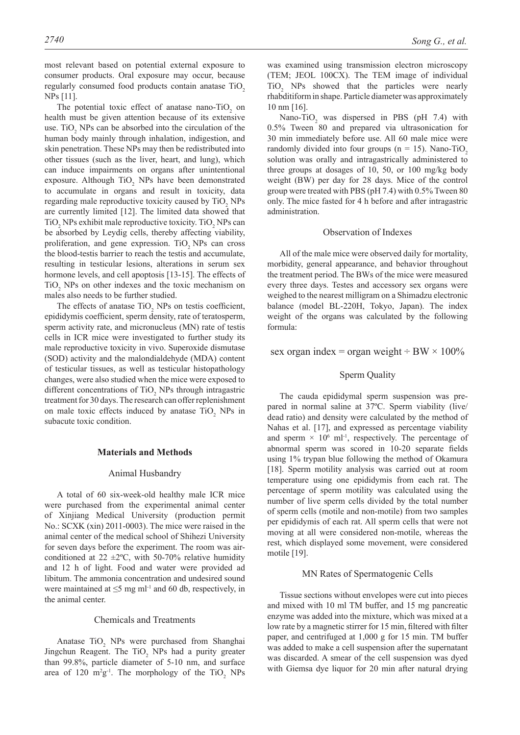most relevant based on potential external exposure to consumer products. Oral exposure may occur, because regularly consumed food products contain anatase $TiO_2$ NPs [11].

The potential toxic effect of anatase nano-$TiO_2$ on health must be given attention because of its extensive use. $TiO_2$ NPs can be absorbed into the circulation of the human body mainly through inhalation, indigestion, and skin penetration. These NPs may then be redistributed into other tissues (such as the liver, heart, and lung), which can induce impairments on organs after unintentional exposure. Although $TiO_2$ NPs have been demonstrated to accumulate in organs and result in toxicity, data regarding male reproductive toxicity caused by $TiO_2$ NPs are currently limited [12]. The limited data showed that $TiO_2$ NPs exhibit male reproductive toxicity. $TiO_2$ NPs can be absorbed by Leydig cells, thereby affecting viability, proliferation, and gene expression. $TiO_2$ NPs can cross the blood-testis barrier to reach the testis and accumulate, resulting in testicular lesions, alterations in serum sex hormone levels, and cell apoptosis [13-15]. The effects of $TiO_2$ NPs on other indexes and the toxic mechanism on males also needs to be further studied.

The effects of anatase $TiO_2$ NPs on testis coefficient, epididymis coefficient, sperm density, rate of teratosperm, sperm activity rate, and micronucleus (MN) rate of testis cells in ICR mice were investigated to further study its male reproductive toxicity in vivo. Superoxide dismutase (SOD) activity and the malondialdehyde (MDA) content of testicular tissues, as well as testicular histopathology changes, were also studied when the mice were exposed to different concentrations of $TiO_2$ NPs through intragastric treatment for 30 days. The research can offer replenishment on male toxic effects induced by anatase $TiO_2$ NPs in subacute toxic condition.

## Materials and Methods

### Animal Husbandry

A total of 60 six-week-old healthy male ICR mice were purchased from the experimental animal center of Xinjiang Medical University (production permit No.: SCXK (xin) 2011-0003). The mice were raised in the animal center of the medical school of Shihezi University for seven days before the experiment. The room was air-conditioned at 22 ±2ºC, with 50-70% relative humidity and 12 h of light. Food and water were provided ad libitum. The ammonia concentration and undesired sound were maintained at ≤5 mg $ml^{-1}$ and 60 db, respectively, in the animal center.

### Chemicals and Treatments

Anatase $TiO_2$ NPs were purchased from Shanghai Jingchun Reagent. The $TiO_2$ NPs had a purity greater than 99.8%, particle diameter of 5-10 nm, and surface area of 120 $m^2g^{-1}$. The morphology of the $TiO_2$ NPs was examined using transmission electron microscopy (TEM; JEOL 100CX). The TEM image of individual $TiO_2$ NPs showed that the particles were nearly rhabditiform in shape. Particle diameter was approximately 10 nm [16].

Nano-$TiO_2$ was dispersed in PBS (pH 7.4) with 0.5% Tween 80 and prepared via ultrasonication for 30 min immediately before use. All 60 male mice were randomly divided into four groups (n = 15). Nano-$TiO_2$ solution was orally and intragastrically administered to three groups at dosages of 10, 50, or 100 mg/kg body weight (BW) per day for 28 days. Mice of the control group were treated with PBS (pH 7.4) with 0.5% Tween 80 only. The mice fasted for 4 h before and after intragastric administration.

### Observation of Indexes

All of the male mice were observed daily for mortality, morbidity, general appearance, and behavior throughout the treatment period. The BWs of the mice were measured every three days. Testes and accessory sex organs were weighed to the nearest milligram on a Shimadzu electronic balance (model BL-220H, Tokyo, Japan). The index weight of the organs was calculated by the following formula:

$$\text{sex organ index} = \text{organ weight} \div \text{BW} \times 100\%$$

### Sperm Quality

The cauda epididymal sperm suspension was prepared in normal saline at 37ºC. Sperm viability (live/dead ratio) and density were calculated by the method of Nahas et al. [17], and expressed as percentage viability and sperm $\times 10^6$ $ml^{-1}$, respectively. The percentage of abnormal sperm was scored in 10-20 separate fields using 1% trypan blue following the method of Okamura [18]. Sperm motility analysis was carried out at room temperature using one epididymis from each rat. The percentage of sperm motility was calculated using the number of live sperm cells divided by the total number of sperm cells (motile and non-motile) from two samples per epididymis of each rat. All sperm cells that were not moving at all were considered non-motile, whereas the rest, which displayed some movement, were considered motile [19].

### MN Rates of Spermatogenic Cells

Tissue sections without envelopes were cut into pieces and mixed with 10 ml TM buffer, and 15 mg pancreatic enzyme was added into the mixture, which was mixed at a low rate by a magnetic stirrer for 15 min, filtered with filter paper, and centrifuged at 1,000 g for 15 min. TM buffer was added to make a cell suspension after the supernatant was discarded. A smear of the cell suspension was dyed with Giemsa dye liquor for 20 min after natural drying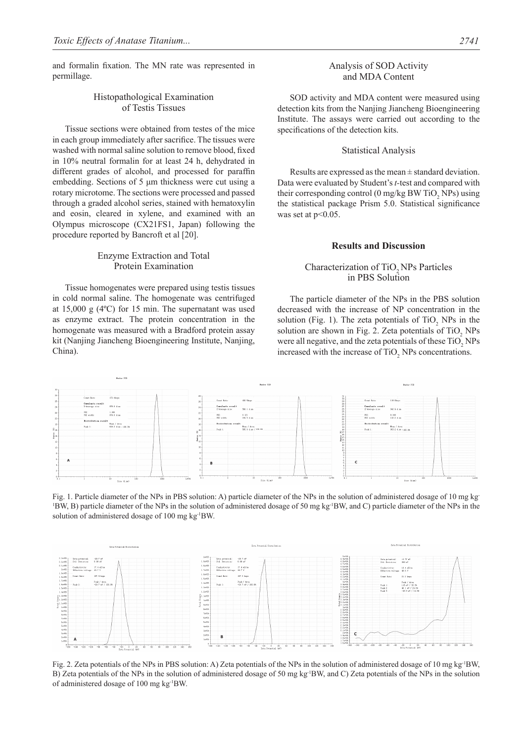and formalin fixation. The MN rate was represented in permillage.

### Histopathological Examination of Testis Tissues

Tissue sections were obtained from testes of the mice in each group immediately after sacrifice. The tissues were washed with normal saline solution to remove blood, fixed in 10% neutral formalin for at least 24 h, dehydrated in different grades of alcohol, and processed for paraffin embedding. Sections of 5 µm thickness were cut using a rotary microtome. The sections were processed and passed through a graded alcohol series, stained with hematoxylin and eosin, cleared in xylene, and examined with an Olympus microscope (CX21FS1, Japan) following the procedure reported by Bancroft et al [20].

### Enzyme Extraction and Total Protein Examination

Tissue homogenates were prepared using testis tissues in cold normal saline. The homogenate was centrifuged at 15,000 g (4ºC) for 15 min. The supernatant was used as enzyme extract. The protein concentration in the homogenate was measured with a Bradford protein assay kit (Nanjing Jiancheng Bioengineering Institute, Nanjing, China).

### Analysis of SOD Activity and MDA Content

SOD activity and MDA content were measured using detection kits from the Nanjing Jiancheng Bioengineering Institute. The assays were carried out according to the specifications of the detection kits.

### Statistical Analysis

Results are expressed as the mean ± standard deviation. Data were evaluated by Student's *t*-test and compared with their corresponding control (0 mg/kg BW $TiO_2$ NPs) using the statistical package Prism 5.0. Statistical significance was set at $p<0.05$.

## Results and Discussion

### Characterization of $TiO_2$ NPs Particles in PBS Solution

The particle diameter of the NPs in the PBS solution decreased with the increase of NP concentration in the solution (Fig. 1). The zeta potentials of $TiO_2$ NPs in the solution are shown in Fig. 2. Zeta potentials of $TiO_2$ NPs were all negative, and the zeta potentials of these $TiO_2$ NPs increased with the increase of $TiO_2$ NPs concentrations.

Fig. 1. Particle diameter of the NPs in PBS solution: A) particle diameter of the NPs in the solution of administered dosage of 10 mg $kg^{-1}$BW, B) particle diameter of the NPs in the solution of administered dosage of 50 mg $kg^{-1}$BW, and C) particle diameter of the NPs in the solution of administered dosage of 100 mg $kg^{-1}$BW.

Fig. 2. Zeta potentials of the NPs in PBS solution: A) Zeta potentials of the NPs in the solution of administered dosage of 10 mg $kg^{-1}$BW, B) Zeta potentials of the NPs in the solution of administered dosage of 50 mg $kg^{-1}$BW, and C) Zeta potentials of the NPs in the solution of administered dosage of 100 mg $kg^{-1}$BW.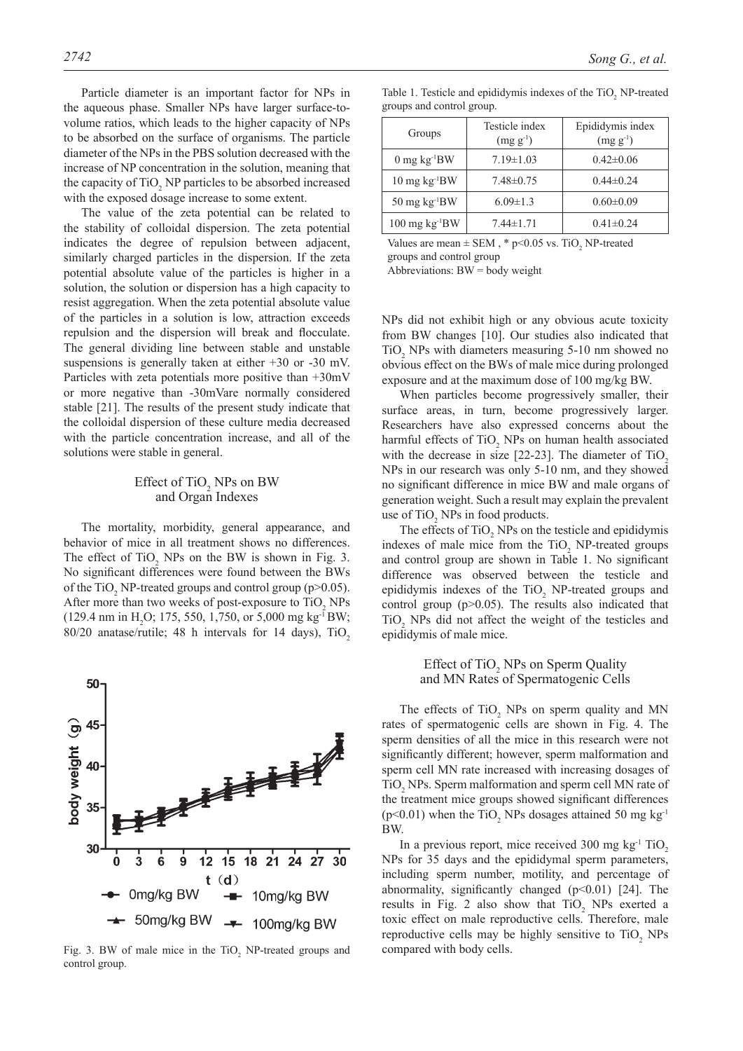Particle diameter is an important factor for NPs in the aqueous phase. Smaller NPs have larger surface-to-volume ratios, which leads to the higher capacity of NPs to be absorbed on the surface of organisms. The particle diameter of the NPs in the PBS solution decreased with the increase of NP concentration in the solution, meaning that the capacity of $TiO_2$ NP particles to be absorbed increased with the exposed dosage increase to some extent.

The value of the zeta potential can be related to the stability of colloidal dispersion. The zeta potential indicates the degree of repulsion between adjacent, similarly charged particles in the dispersion. If the zeta potential absolute value of the particles is higher in a solution, the solution or dispersion has a high capacity to resist aggregation. When the zeta potential absolute value of the particles in a solution is low, attraction exceeds repulsion and the dispersion will break and flocculate. The general dividing line between stable and unstable suspensions is generally taken at either +30 or -30 mV. Particles with zeta potentials more positive than +30mV or more negative than -30mVare normally considered stable [21]. The results of the present study indicate that the colloidal dispersion of these culture media decreased with the particle concentration increase, and all of the solutions were stable in general.

## Effect of $TiO_2$ NPs on BW and Organ Indexes

The mortality, morbidity, general appearance, and behavior of mice in all treatment shows no differences. The effect of $TiO_2$ NPs on the BW is shown in Fig. 3. No significant differences were found between the BWs of the $TiO_2$ NP-treated groups and control group ($p>0.05$). After more than two weeks of post-exposure to $TiO_2$ NPs (129.4 nm in $H_2O$; 175, 550, 1,750, or 5,000 mg $kg^{-1}$ BW; 80/20 anatase/rutile; 48 h intervals for 14 days), $TiO_2$ NPs did not exhibit high or any obvious acute toxicity from BW changes [10]. Our studies also indicated that $TiO_2$ NPs with diameters measuring 5-10 nm showed no obvious effect on the BWs of male mice during prolonged exposure and at the maximum dose of 100 mg/kg BW.

Fig. 3. BW of male mice in the $TiO_2$ NP-treated groups and control group.

When particles become progressively smaller, their surface areas, in turn, become progressively larger. Researchers have also expressed concerns about the harmful effects of $TiO_2$ NPs on human health associated with the decrease in size [22-23]. The diameter of $TiO_2$ NPs in our research was only 5-10 nm, and they showed no significant difference in mice BW and male organs of generation weight. Such a result may explain the prevalent use of $TiO_2$ NPs in food products.

The effects of $TiO_2$ NPs on the testicle and epididymis indexes of male mice from the $TiO_2$ NP-treated groups and control group are shown in Table 1. No significant difference was observed between the testicle and epididymis indexes of the $TiO_2$ NP-treated groups and control group ($p>0.05$). The results also indicated that $TiO_2$ NPs did not affect the weight of the testicles and epididymis of male mice.

Table 1. Testicle and epididymis indexes of the $TiO_2$ NP-treated groups and control group.

| Groups | Testicle index (mg $g^{-1}$) | Epididymis index (mg $g^{-1}$) |
|---|---|---|
| 0 mg $kg^{-1}$BW | 7.19±1.03 | 0.42±0.06 |
| 10 mg $kg^{-1}$BW | 7.48±0.75 | 0.44±0.24 |
| 50 mg $kg^{-1}$BW | 6.09±1.3 | 0.60±0.09 |
| 100 mg $kg^{-1}$BW | 7.44±1.71 | 0.41±0.24 |

Values are mean ± SEM , * $p<0.05$ vs. $TiO_2$ NP-treated groups and control group

Abbreviations: BW = body weight

## Effect of $TiO_2$ NPs on Sperm Quality and MN Rates of Spermatogenic Cells

The effects of $TiO_2$ NPs on sperm quality and MN rates of spermatogenic cells are shown in Fig. 4. The sperm densities of all the mice in this research were not significantly different; however, sperm malformation and sperm cell MN rate increased with increasing dosages of $TiO_2$ NPs. Sperm malformation and sperm cell MN rate of the treatment mice groups showed significant differences ($p<0.01$) when the $TiO_2$ NPs dosages attained 50 mg $kg^{-1}$ BW.

In a previous report, mice received 300 mg $kg^{-1}$ $TiO_2$ NPs for 35 days and the epididymal sperm parameters, including sperm number, motility, and percentage of abnormality, significantly changed ($p<0.01$) [24]. The results in Fig. 2 also show that $TiO_2$ NPs exerted a toxic effect on male reproductive cells. Therefore, male reproductive cells may be highly sensitive to $TiO_2$ NPs compared with body cells.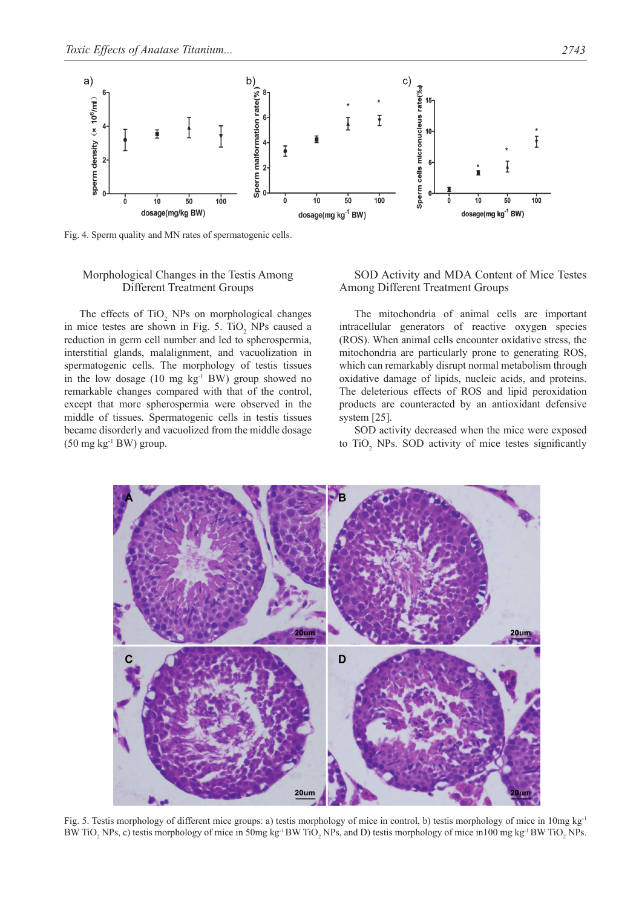Fig. 4. Sperm quality and MN rates of spermatogenic cells.

### Morphological Changes in the Testis Among Different Treatment Groups

The effects of $TiO_2$ NPs on morphological changes in mice testes are shown in Fig. 5. $TiO_2$ NPs caused a reduction in germ cell number and led to spherospermia, interstitial glands, malalignment, and vacuolization in spermatogenic cells. The morphology of testis tissues in the low dosage (10 mg $kg^{-1}$ BW) group showed no remarkable changes compared with that of the control, except that more spherospermia were observed in the middle of tissues. Spermatogenic cells in testis tissues became disorderly and vacuolized from the middle dosage (50 mg $kg^{-1}$ BW) group.

### SOD Activity and MDA Content of Mice Testes Among Different Treatment Groups

The mitochondria of animal cells are important intracellular generators of reactive oxygen species (ROS). When animal cells encounter oxidative stress, the mitochondria are particularly prone to generating ROS, which can remarkably disrupt normal metabolism through oxidative damage of lipids, nucleic acids, and proteins. The deleterious effects of ROS and lipid peroxidation products are counteracted by an antioxidant defensive system [25].

SOD activity decreased when the mice were exposed to $TiO_2$ NPs. SOD activity of mice testes significantly

Fig. 5. Testis morphology of different mice groups: a) testis morphology of mice in control, b) testis morphology of mice in 10mg $kg^{-1}$ BW $TiO_2$ NPs, c) testis morphology of mice in 50mg $kg^{-1}$ BW $TiO_2$ NPs, and D) testis morphology of mice in100 mg $kg^{-1}$ BW $TiO_2$ NPs.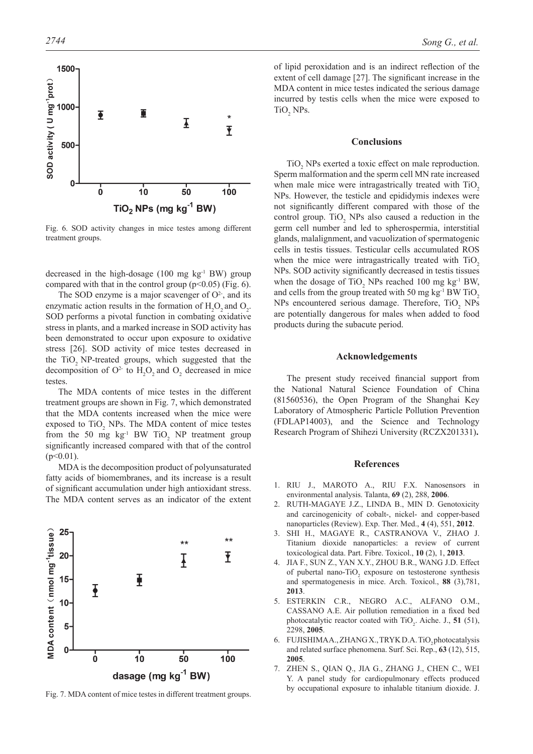Fig. 6. SOD activity changes in mice testes among different treatment groups.

decreased in the high-dosage (100 mg $kg^{-1}$ BW) group compared with that in the control group ($p<0.05$) (Fig. 6).

The SOD enzyme is a major scavenger of $O^{2-}$, and its enzymatic action results in the formation of $H_2O_2$ and $O_2$. SOD performs a pivotal function in combating oxidative stress in plants, and a marked increase in SOD activity has been demonstrated to occur upon exposure to oxidative stress [26]. SOD activity of mice testes decreased in the $TiO_2$ NP-treated groups, which suggested that the decomposition of $O^{2-}$ to $H_2O_2$ and $O_2$ decreased in mice testes.

The MDA contents of mice testes in the different treatment groups are shown in Fig. 7, which demonstrated that the MDA contents increased when the mice were exposed to $TiO_2$ NPs. The MDA content of mice testes from the 50 mg $kg^{-1}$ BW $TiO_2$ NP treatment group significantly increased compared with that of the control ($p<0.01$).

MDA is the decomposition product of polyunsaturated fatty acids of biomembranes, and its increase is a result of significant accumulation under high antioxidant stress. The MDA content serves as an indicator of the extent of lipid peroxidation and is an indirect reflection of the extent of cell damage [27]. The significant increase in the MDA content in mice testes indicated the serious damage incurred by testis cells when the mice were exposed to $TiO_2$ NPs.

Fig. 7. MDA content of mice testes in different treatment groups.

## Conclusions

$TiO_2$ NPs exerted a toxic effect on male reproduction. Sperm malformation and the sperm cell MN rate increased when male mice were intragastrically treated with $TiO_2$ NPs. However, the testicle and epididymis indexes were not significantly different compared with those of the control group. $TiO_2$ NPs also caused a reduction in the germ cell number and led to spherospermia, interstitial glands, malalignment, and vacuolization of spermatogenic cells in testis tissues. Testicular cells accumulated ROS when the mice were intragastrically treated with $TiO_2$ NPs. SOD activity significantly decreased in testis tissues when the dosage of $TiO_2$ NPs reached 100 mg $kg^{-1}$ BW, and cells from the group treated with 50 mg $kg^{-1}$ BW $TiO_2$ NPs encountered serious damage. Therefore, $TiO_2$ NPs are potentially dangerous for males when added to food products during the subacute period.

## Acknowledgements

The present study received financial support from the National Natural Science Foundation of China (81560536), the Open Program of the Shanghai Key Laboratory of Atmospheric Particle Pollution Prevention (FDLAP14003), and the Science and Technology Research Program of Shihezi University (RCZX201331).

## References

1. RIU J., MAROTO A., RIU F.X. Nanosensors in environmental analysis. Talanta, **69** (2), 288, **2006**.
2. RUTH-MAGAYE J.Z., LINDA B., MIN D. Genotoxicity and carcinogenicity of cobalt-, nickel- and copper-based nanoparticles (Review). Exp. Ther. Med., **4** (4), 551, **2012**.
3. SHI H., MAGAYE R., CASTRANOVA V., ZHAO J. Titanium dioxide nanoparticles: a review of current toxicological data. Part. Fibre. Toxicol., **10** (2), 1, **2013**.
4. JIA F., SUN Z., YAN X.Y., ZHOU B.R., WANG J.D. Effect of pubertal nano-$TiO_2$ exposure on testosterone synthesis and spermatogenesis in mice. Arch. Toxicol., **88** (3),781, **2013**.
5. ESTERKIN C.R., NEGRO A.C., ALFANO O.M., CASSANO A.E. Air pollution remediation in a fixed bed photocatalytic reactor coated with $TiO_2$. Aiche. J., **51** (51), 2298, **2005**.
6. FUJISHIMA A., ZHANG X., TRYK D.A. $TiO_2$ photocatalysis and related surface phenomena. Surf. Sci. Rep., **63** (12), 515, **2005**.
7. ZHEN S., QIAN Q., JIA G., ZHANG J., CHEN C., WEI Y. A panel study for cardiopulmonary effects produced by occupational exposure to inhalable titanium dioxide. J.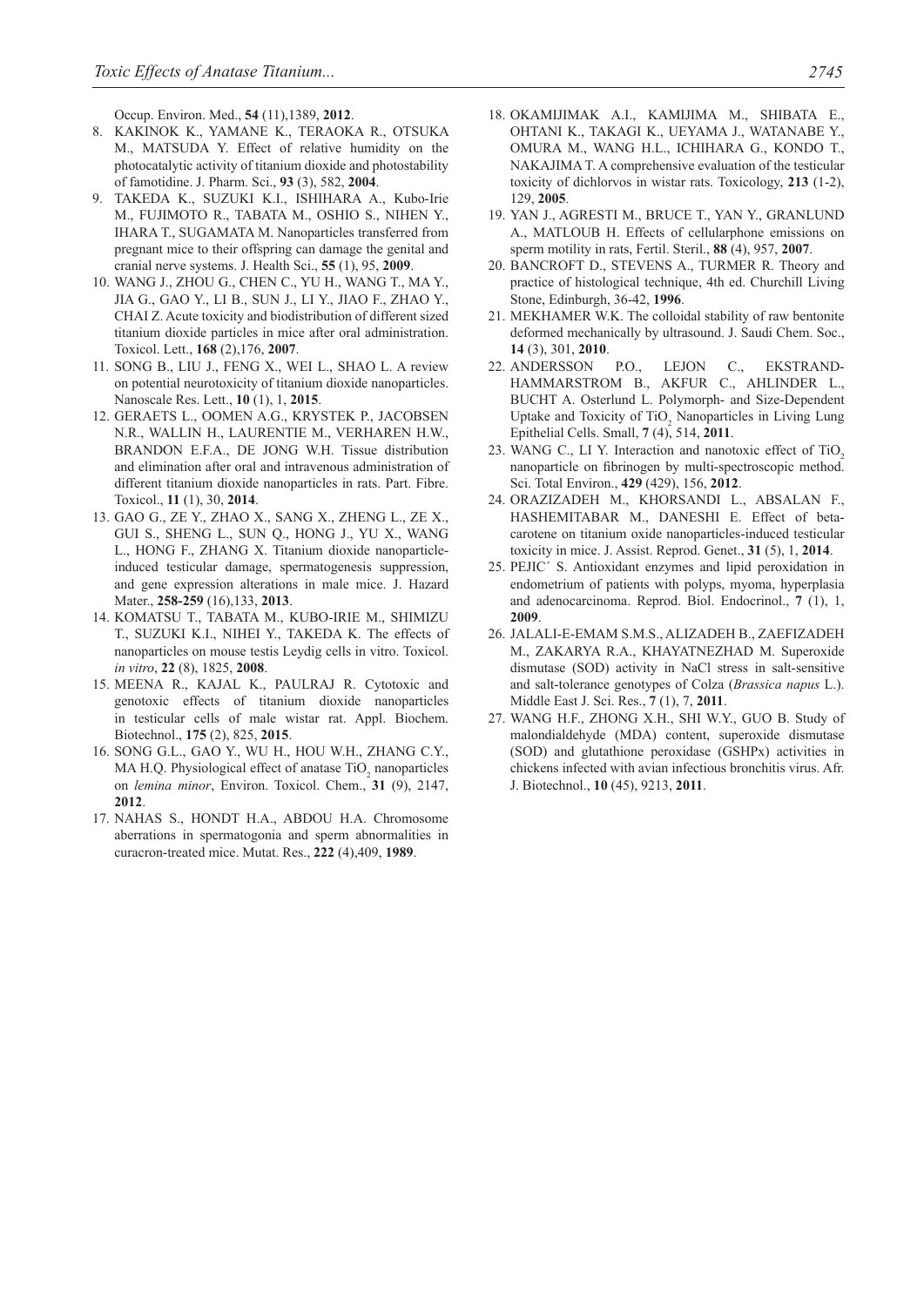Occup. Environ. Med., **54** (11),1389, **2012**.

8. KAKINOK K., YAMANE K., TERAOKA R., OTSUKA M., MATSUDA Y. Effect of relative humidity on the photocatalytic activity of titanium dioxide and photostability of famotidine. J. Pharm. Sci., **93** (3), 582, **2004**.
9. TAKEDA K., SUZUKI K.I., ISHIHARA A., Kubo-Irie M., FUJIMOTO R., TABATA M., OSHIO S., NIHEN Y., IHARA T., SUGAMATA M. Nanoparticles transferred from pregnant mice to their offspring can damage the genital and cranial nerve systems. J. Health Sci., **55** (1), 95, **2009**.
10. WANG J., ZHOU G., CHEN C., YU H., WANG T., MA Y., JIA G., GAO Y., LI B., SUN J., LI Y., JIAO F., ZHAO Y., CHAI Z. Acute toxicity and biodistribution of different sized titanium dioxide particles in mice after oral administration. Toxicol. Lett., **168** (2),176, **2007**.
11. SONG B., LIU J., FENG X., WEI L., SHAO L. A review on potential neurotoxicity of titanium dioxide nanoparticles. Nanoscale Res. Lett., **10** (1), 1, **2015**.
12. GERAETS L., OOMEN A.G., KRYSTEK P., JACOBSEN N.R., WALLIN H., LAURENTIE M., VERHAREN H.W., BRANDON E.F.A., DE JONG W.H. Tissue distribution and elimination after oral and intravenous administration of different titanium dioxide nanoparticles in rats. Part. Fibre. Toxicol., **11** (1), 30, **2014**.
13. GAO G., ZE Y., ZHAO X., SANG X., ZHENG L., ZE X., GUI S., SHENG L., SUN Q., HONG J., YU X., WANG L., HONG F., ZHANG X. Titanium dioxide nanoparticle-induced testicular damage, spermatogenesis suppression, and gene expression alterations in male mice. J. Hazard Mater., **258-259** (16),133, **2013**.
14. KOMATSU T., TABATA M., KUBO-IRIE M., SHIMIZU T., SUZUKI K.I., NIHEI Y., TAKEDA K. The effects of nanoparticles on mouse testis Leydig cells in vitro. Toxicol. *in vitro*, **22** (8), 1825, **2008**.
15. MEENA R., KAJAL K., PAULRAJ R. Cytotoxic and genotoxic effects of titanium dioxide nanoparticles in testicular cells of male wistar rat. Appl. Biochem. Biotechnol., **175** (2), 825, **2015**.
16. SONG G.L., GAO Y., WU H., HOU W.H., ZHANG C.Y., MA H.Q. Physiological effect of anatase $TiO_2$ nanoparticles on *lemina minor*, Environ. Toxicol. Chem., **31** (9), 2147, **2012**.
17. NAHAS S., HONDT H.A., ABDOU H.A. Chromosome aberrations in spermatogonia and sperm abnormalities in curacron-treated mice. Mutat. Res., **222** (4),409, **1989**.
18. OKAMIJIMAK A.I., KAMIJIMA M., SHIBATA E., OHTANI K., TAKAGI K., UEYAMA J., WATANABE Y., OMURA M., WANG H.L., ICHIHARA G., KONDO T., NAKAJIMA T. A comprehensive evaluation of the testicular toxicity of dichlorvos in wistar rats. Toxicology, **213** (1-2), 129, **2005**.
19. YAN J., AGRESTI M., BRUCE T., YAN Y., GRANLUND A., MATLOUB H. Effects of cellularphone emissions on sperm motility in rats, Fertil. Steril., **88** (4), 957, **2007**.
20. BANCROFT D., STEVENS A., TURMER R. Theory and practice of histological technique, 4th ed. Churchill Living Stone, Edinburgh, 36-42, **1996**.
21. MEKHAMER W.K. The colloidal stability of raw bentonite deformed mechanically by ultrasound. J. Saudi Chem. Soc., **14** (3), 301, **2010**.
22. ANDERSSON P.O., LEJON C., EKSTRAND-HAMMARSTROM B., AKFUR C., AHLINDER L., BUCHT A. Osterlund L. Polymorph- and Size-Dependent Uptake and Toxicity of $TiO_2$ Nanoparticles in Living Lung Epithelial Cells. Small, **7** (4), 514, **2011**.
23. WANG C., LI Y. Interaction and nanotoxic effect of $TiO_2$ nanoparticle on fibrinogen by multi-spectroscopic method. Sci. Total Environ., **429** (429), 156, **2012**.
24. ORAZIZADEH M., KHORSANDI L., ABSALAN F., HASHEMITABAR M., DANESHI E. Effect of beta-carotene on titanium oxide nanoparticles-induced testicular toxicity in mice. J. Assist. Reprod. Genet., **31** (5), 1, **2014**.
25. PEJIC´ S. Antioxidant enzymes and lipid peroxidation in endometrium of patients with polyps, myoma, hyperplasia and adenocarcinoma. Reprod. Biol. Endocrinol., **7** (1), 1, **2009**.
26. JALALI-E-EMAM S.M.S., ALIZADEH B., ZAEFIZADEH M., ZAKARYA R.A., KHAYATNEZHAD M. Superoxide dismutase (SOD) activity in NaCl stress in salt-sensitive and salt-tolerance genotypes of Colza (*Brassica napus* L.). Middle East J. Sci. Res., **7** (1), 7, **2011**.
27. WANG H.F., ZHONG X.H., SHI W.Y., GUO B. Study of malondialdehyde (MDA) content, superoxide dismutase (SOD) and glutathione peroxidase (GSHPx) activities in chickens infected with avian infectious bronchitis virus. Afr. J. Biotechnol., **10** (45), 9213, **2011**.